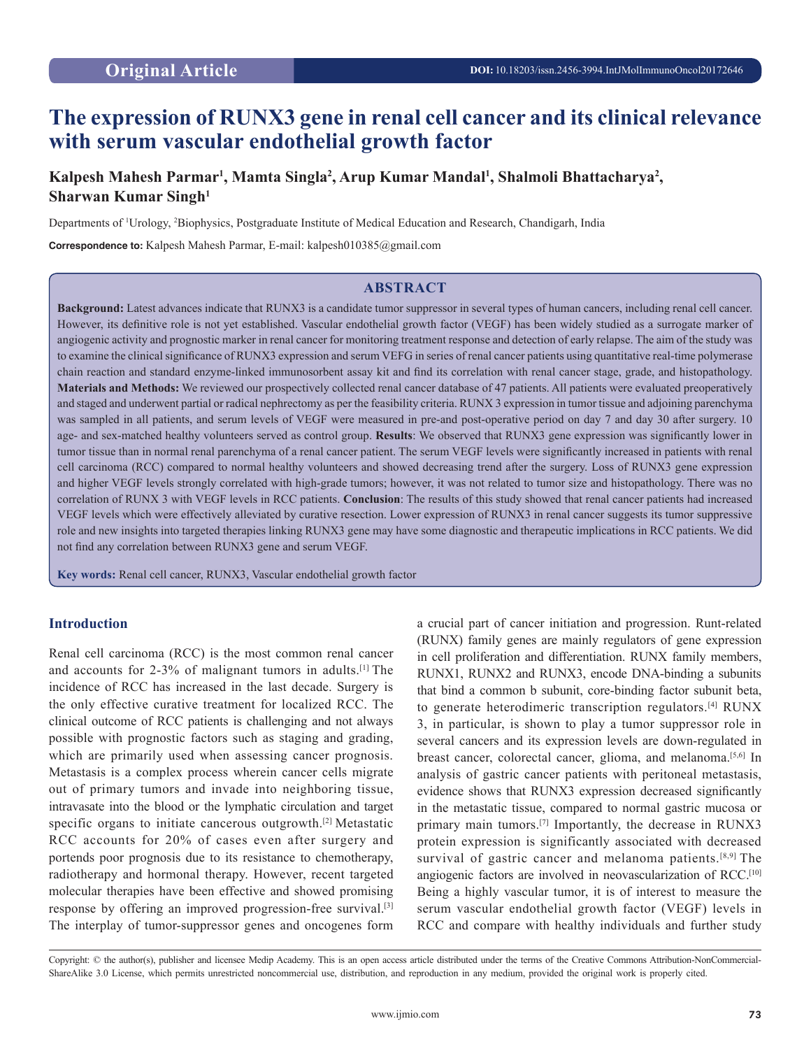Original Article

DOI: 10.18203/issn.2456-3994.IntJMolImmunoOncol20172646

# The expression of RUNX3 gene in renal cell cancer and its clinical relevance with serum vascular endothelial growth factor

**Kalpesh Mahesh Parmar[1], Mamta Singla[2], Arup Kumar Mandal[1], Shalmoli Bhattacharya[2], Sharwan Kumar Singh[1]**

Departments of [1]Urology, [2]Biophysics, Postgraduate Institute of Medical Education and Research, Chandigarh, India

**Correspondence to:** Kalpesh Mahesh Parmar, E-mail: kalpesh010385@gmail.com

## ABSTRACT

**Background:** Latest advances indicate that RUNX3 is a candidate tumor suppressor in several types of human cancers, including renal cell cancer. However, its definitive role is not yet established. Vascular endothelial growth factor (VEGF) has been widely studied as a surrogate marker of angiogenic activity and prognostic marker in renal cancer for monitoring treatment response and detection of early relapse. The aim of the study was to examine the clinical significance of RUNX3 expression and serum VEFG in series of renal cancer patients using quantitative real-time polymerase chain reaction and standard enzyme-linked immunosorbent assay kit and find its correlation with renal cancer stage, grade, and histopathology. **Materials and Methods:** We reviewed our prospectively collected renal cancer database of 47 patients. All patients were evaluated preoperatively and staged and underwent partial or radical nephrectomy as per the feasibility criteria. RUNX 3 expression in tumor tissue and adjoining parenchyma was sampled in all patients, and serum levels of VEGF were measured in pre-and post-operative period on day 7 and day 30 after surgery. 10 age- and sex-matched healthy volunteers served as control group. **Results**: We observed that RUNX3 gene expression was significantly lower in tumor tissue than in normal renal parenchyma of a renal cancer patient. The serum VEGF levels were significantly increased in patients with renal cell carcinoma (RCC) compared to normal healthy volunteers and showed decreasing trend after the surgery. Loss of RUNX3 gene expression and higher VEGF levels strongly correlated with high-grade tumors; however, it was not related to tumor size and histopathology. There was no correlation of RUNX 3 with VEGF levels in RCC patients. **Conclusion**: The results of this study showed that renal cancer patients had increased VEGF levels which were effectively alleviated by curative resection. Lower expression of RUNX3 in renal cancer suggests its tumor suppressive role and new insights into targeted therapies linking RUNX3 gene may have some diagnostic and therapeutic implications in RCC patients. We did not find any correlation between RUNX3 gene and serum VEGF.

**Key words:** Renal cell cancer, RUNX3, Vascular endothelial growth factor

## Introduction

Renal cell carcinoma (RCC) is the most common renal cancer and accounts for 2-3% of malignant tumors in adults.[1] The incidence of RCC has increased in the last decade. Surgery is the only effective curative treatment for localized RCC. The clinical outcome of RCC patients is challenging and not always possible with prognostic factors such as staging and grading, which are primarily used when assessing cancer prognosis. Metastasis is a complex process wherein cancer cells migrate out of primary tumors and invade into neighboring tissue, intravasate into the blood or the lymphatic circulation and target specific organs to initiate cancerous outgrowth.[2] Metastatic RCC accounts for 20% of cases even after surgery and portends poor prognosis due to its resistance to chemotherapy, radiotherapy and hormonal therapy. However, recent targeted molecular therapies have been effective and showed promising response by offering an improved progression-free survival.[3] The interplay of tumor-suppressor genes and oncogenes form a crucial part of cancer initiation and progression. Runt-related (RUNX) family genes are mainly regulators of gene expression in cell proliferation and differentiation. RUNX family members, RUNX1, RUNX2 and RUNX3, encode DNA-binding a subunits that bind a common b subunit, core-binding factor subunit beta, to generate heterodimeric transcription regulators.[4] RUNX 3, in particular, is shown to play a tumor suppressor role in several cancers and its expression levels are down-regulated in breast cancer, colorectal cancer, glioma, and melanoma.[5,6] In analysis of gastric cancer patients with peritoneal metastasis, evidence shows that RUNX3 expression decreased significantly in the metastatic tissue, compared to normal gastric mucosa or primary main tumors.[7] Importantly, the decrease in RUNX3 protein expression is significantly associated with decreased survival of gastric cancer and melanoma patients.[8,9] The angiogenic factors are involved in neovascularization of RCC.[10] Being a highly vascular tumor, it is of interest to measure the serum vascular endothelial growth factor (VEGF) levels in RCC and compare with healthy individuals and further study

Copyright: © the author(s), publisher and licensee Medip Academy. This is an open access article distributed under the terms of the Creative Commons Attribution-NonCommercial-ShareAlike 3.0 License, which permits unrestricted noncommercial use, distribution, and reproduction in any medium, provided the original work is properly cited.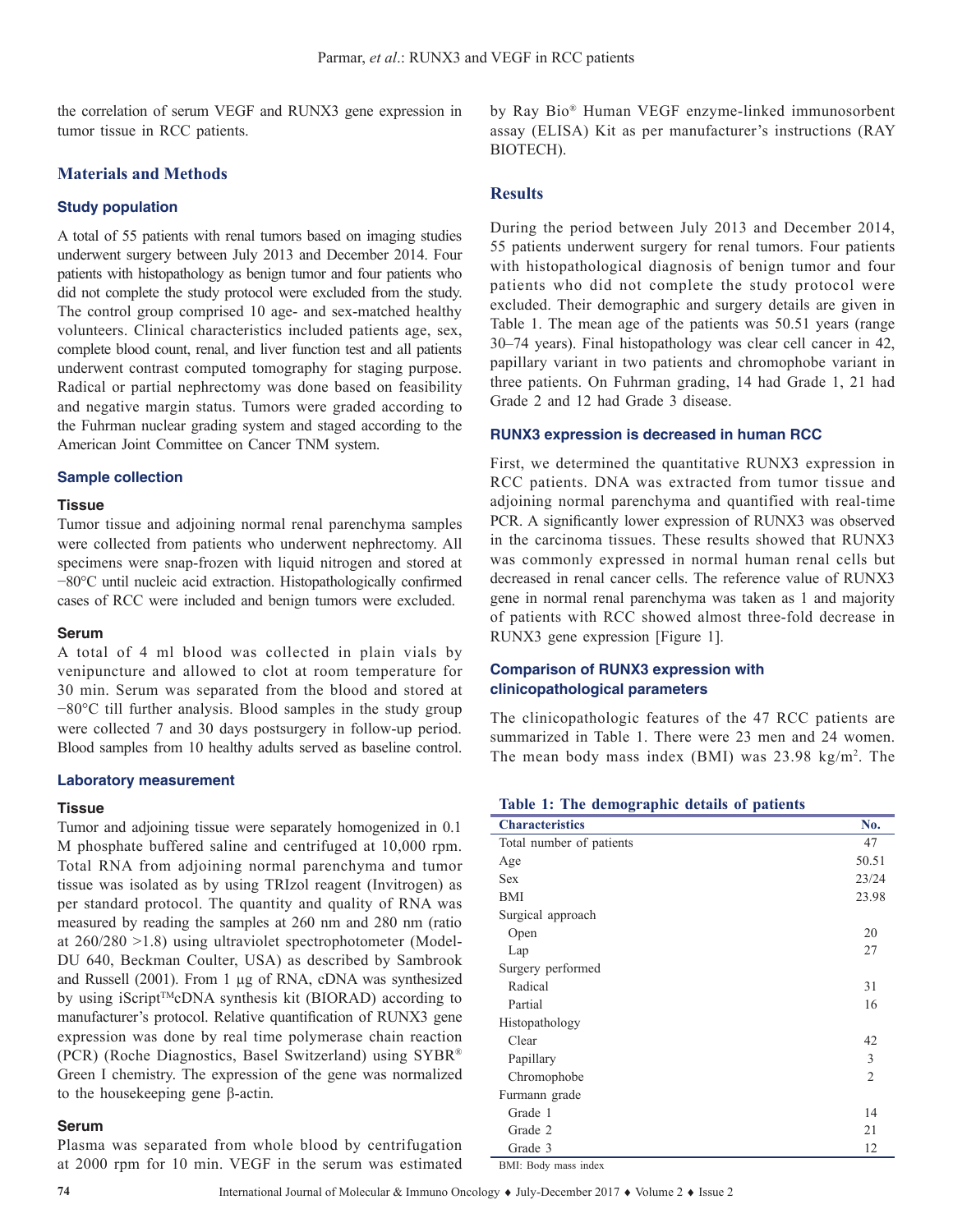the correlation of serum VEGF and RUNX3 gene expression in tumor tissue in RCC patients.

## Materials and Methods

### Study population

A total of 55 patients with renal tumors based on imaging studies underwent surgery between July 2013 and December 2014. Four patients with histopathology as benign tumor and four patients who did not complete the study protocol were excluded from the study. The control group comprised 10 age- and sex-matched healthy volunteers. Clinical characteristics included patients age, sex, complete blood count, renal, and liver function test and all patients underwent contrast computed tomography for staging purpose. Radical or partial nephrectomy was done based on feasibility and negative margin status. Tumors were graded according to the Fuhrman nuclear grading system and staged according to the American Joint Committee on Cancer TNM system.

### Sample collection

#### Tissue

Tumor tissue and adjoining normal renal parenchyma samples were collected from patients who underwent nephrectomy. All specimens were snap-frozen with liquid nitrogen and stored at −80°C until nucleic acid extraction. Histopathologically confirmed cases of RCC were included and benign tumors were excluded.

#### Serum

A total of 4 ml blood was collected in plain vials by venipuncture and allowed to clot at room temperature for 30 min. Serum was separated from the blood and stored at −80°C till further analysis. Blood samples in the study group were collected 7 and 30 days postsurgery in follow-up period. Blood samples from 10 healthy adults served as baseline control.

### Laboratory measurement

#### Tissue

Tumor and adjoining tissue were separately homogenized in 0.1 M phosphate buffered saline and centrifuged at 10,000 rpm. Total RNA from adjoining normal parenchyma and tumor tissue was isolated as by using TRIzol reagent (Invitrogen) as per standard protocol. The quantity and quality of RNA was measured by reading the samples at 260 nm and 280 nm (ratio at 260/280 >1.8) using ultraviolet spectrophotometer (Model-DU 640, Beckman Coulter, USA) as described by Sambrook and Russell (2001). From 1 µg of RNA, cDNA was synthesized by using iScript™cDNA synthesis kit (BIORAD) according to manufacturer's protocol. Relative quantification of RUNX3 gene expression was done by real time polymerase chain reaction (PCR) (Roche Diagnostics, Basel Switzerland) using SYBR® Green I chemistry. The expression of the gene was normalized to the housekeeping gene β-actin.

#### Serum

Plasma was separated from whole blood by centrifugation at 2000 rpm for 10 min. VEGF in the serum was estimated by Ray Bio® Human VEGF enzyme-linked immunosorbent assay (ELISA) Kit as per manufacturer's instructions (RAY BIOTECH).

## Results

During the period between July 2013 and December 2014, 55 patients underwent surgery for renal tumors. Four patients with histopathological diagnosis of benign tumor and four patients who did not complete the study protocol were excluded. Their demographic and surgery details are given in Table 1. The mean age of the patients was 50.51 years (range 30–74 years). Final histopathology was clear cell cancer in 42, papillary variant in two patients and chromophobe variant in three patients. On Fuhrman grading, 14 had Grade 1, 21 had Grade 2 and 12 had Grade 3 disease.

### RUNX3 expression is decreased in human RCC

First, we determined the quantitative RUNX3 expression in RCC patients. DNA was extracted from tumor tissue and adjoining normal parenchyma and quantified with real-time PCR. A significantly lower expression of RUNX3 was observed in the carcinoma tissues. These results showed that RUNX3 was commonly expressed in normal human renal cells but decreased in renal cancer cells. The reference value of RUNX3 gene in normal renal parenchyma was taken as 1 and majority of patients with RCC showed almost three-fold decrease in RUNX3 gene expression [Figure 1].

### Comparison of RUNX3 expression with clinicopathological parameters

The clinicopathologic features of the 47 RCC patients are summarized in Table 1. There were 23 men and 24 women. The mean body mass index (BMI) was 23.98 kg/m$^2$. The

**Table 1: The demographic details of patients**

| Characteristics | No. |
|---|---|
| Total number of patients | 47 |
| Age | 50.51 |
| Sex | 23/24 |
| BMI | 23.98 |
| Surgical approach | |
| Open | 20 |
| Lap | 27 |
| Surgery performed | |
| Radical | 31 |
| Partial | 16 |
| Histopathology | |
| Clear | 42 |
| Papillary | 3 |
| Chromophobe | 2 |
| Furmann grade | |
| Grade 1 | 14 |
| Grade 2 | 21 |
| Grade 3 | 12 |

BMI: Body mass index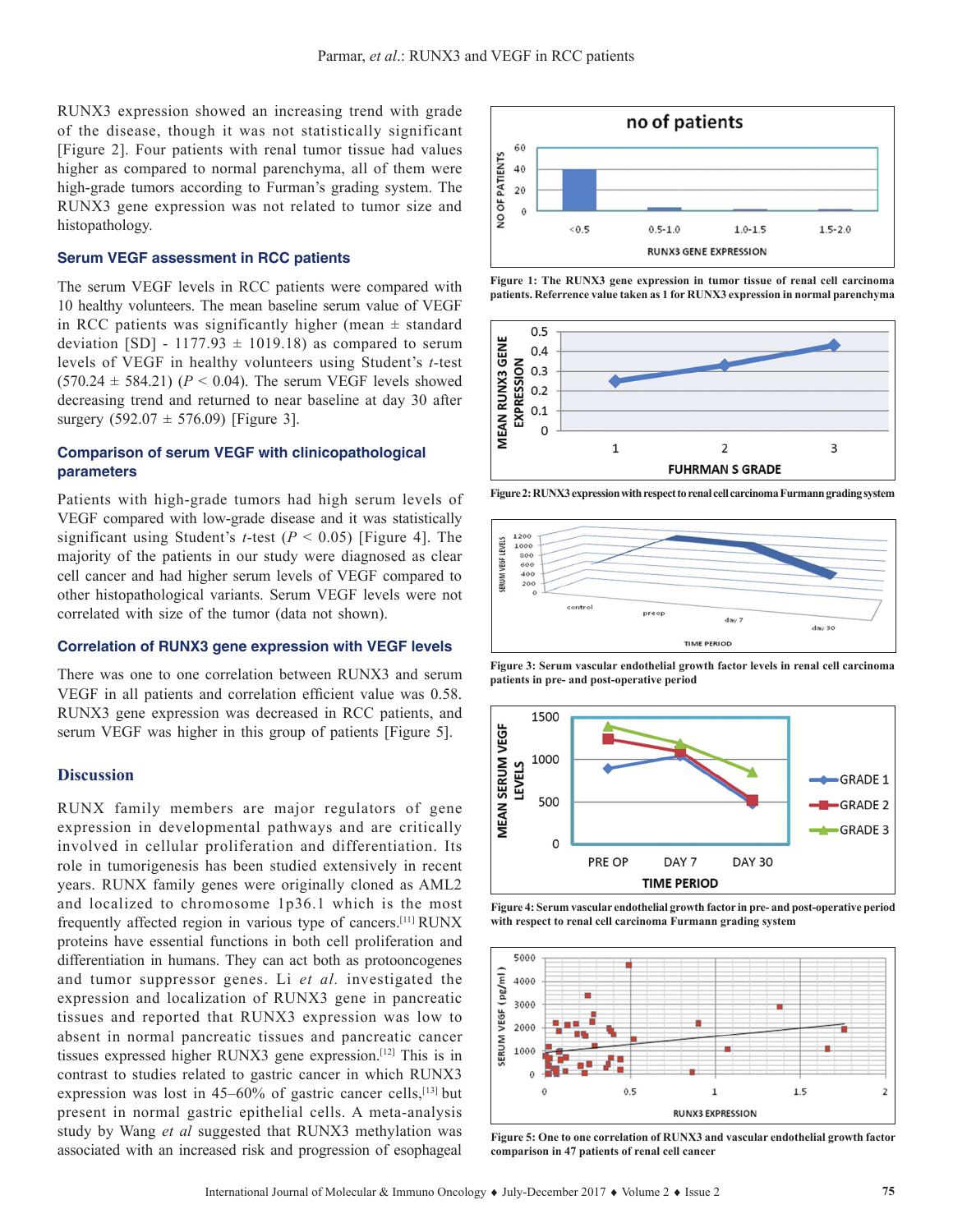RUNX3 expression showed an increasing trend with grade of the disease, though it was not statistically significant [Figure 2]. Four patients with renal tumor tissue had values higher as compared to normal parenchyma, all of them were high-grade tumors according to Furman's grading system. The RUNX3 gene expression was not related to tumor size and histopathology.

### Serum VEGF assessment in RCC patients

The serum VEGF levels in RCC patients were compared with 10 healthy volunteers. The mean baseline serum value of VEGF in RCC patients was significantly higher (mean ± standard deviation [SD] - 1177.93 ± 1019.18) as compared to serum levels of VEGF in healthy volunteers using Student's *t*-test (570.24 ± 584.21) ($P < 0.04$). The serum VEGF levels showed decreasing trend and returned to near baseline at day 30 after surgery (592.07 ± 576.09) [Figure 3].

### Comparison of serum VEGF with clinicopathological parameters

Patients with high-grade tumors had high serum levels of VEGF compared with low-grade disease and it was statistically significant using Student's *t*-test ($P < 0.05$) [Figure 4]. The majority of the patients in our study were diagnosed as clear cell cancer and had higher serum levels of VEGF compared to other histopathological variants. Serum VEGF levels were not correlated with size of the tumor (data not shown).

### Correlation of RUNX3 gene expression with VEGF levels

There was one to one correlation between RUNX3 and serum VEGF in all patients and correlation efficient value was 0.58. RUNX3 gene expression was decreased in RCC patients, and serum VEGF was higher in this group of patients [Figure 5].

Figure 1: The RUNX3 gene expression in tumor tissue of renal cell carcinoma patients. Referrence value taken as 1 for RUNX3 expression in normal parenchyma

Figure 2: RUNX3 expression with respect to renal cell carcinoma Furmann grading system

Figure 3: Serum vascular endothelial growth factor levels in renal cell carcinoma patients in pre- and post-operative period

Figure 4: Serum vascular endothelial growth factor in pre- and post-operative period with respect to renal cell carcinoma Furmann grading system

Figure 5: One to one correlation of RUNX3 and vascular endothelial growth factor comparison in 47 patients of renal cell cancer

## Discussion

RUNX family members are major regulators of gene expression in developmental pathways and are critically involved in cellular proliferation and differentiation. Its role in tumorigenesis has been studied extensively in recent years. RUNX family genes were originally cloned as AML2 and localized to chromosome 1p36.1 which is the most frequently affected region in various type of cancers.[11] RUNX proteins have essential functions in both cell proliferation and differentiation in humans. They can act both as protooncogenes and tumor suppressor genes. Li *et al.* investigated the expression and localization of RUNX3 gene in pancreatic tissues and reported that RUNX3 expression was low to absent in normal pancreatic tissues and pancreatic cancer tissues expressed higher RUNX3 gene expression.[12] This is in contrast to studies related to gastric cancer in which RUNX3 expression was lost in 45–60% of gastric cancer cells,[13] but present in normal gastric epithelial cells. A meta-analysis study by Wang *et al* suggested that RUNX3 methylation was associated with an increased risk and progression of esophageal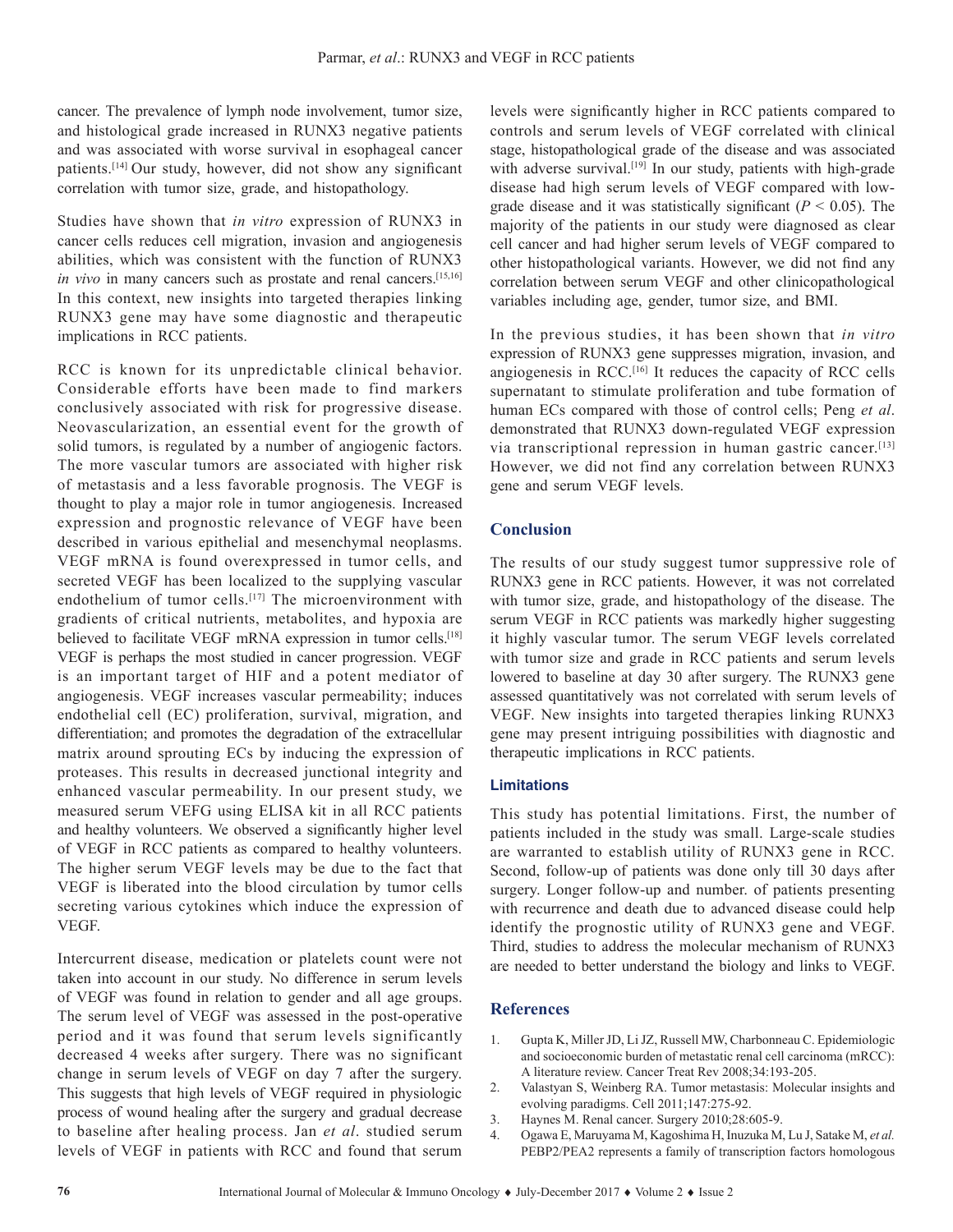cancer. The prevalence of lymph node involvement, tumor size, and histological grade increased in RUNX3 negative patients and was associated with worse survival in esophageal cancer patients.[14] Our study, however, did not show any significant correlation with tumor size, grade, and histopathology.

Studies have shown that *in vitro* expression of RUNX3 in cancer cells reduces cell migration, invasion and angiogenesis abilities, which was consistent with the function of RUNX3 *in vivo* in many cancers such as prostate and renal cancers.[15,16] In this context, new insights into targeted therapies linking RUNX3 gene may have some diagnostic and therapeutic implications in RCC patients.

RCC is known for its unpredictable clinical behavior. Considerable efforts have been made to find markers conclusively associated with risk for progressive disease. Neovascularization, an essential event for the growth of solid tumors, is regulated by a number of angiogenic factors. The more vascular tumors are associated with higher risk of metastasis and a less favorable prognosis. The VEGF is thought to play a major role in tumor angiogenesis. Increased expression and prognostic relevance of VEGF have been described in various epithelial and mesenchymal neoplasms. VEGF mRNA is found overexpressed in tumor cells, and secreted VEGF has been localized to the supplying vascular endothelium of tumor cells.[17] The microenvironment with gradients of critical nutrients, metabolites, and hypoxia are believed to facilitate VEGF mRNA expression in tumor cells.[18] VEGF is perhaps the most studied in cancer progression. VEGF is an important target of HIF and a potent mediator of angiogenesis. VEGF increases vascular permeability; induces endothelial cell (EC) proliferation, survival, migration, and differentiation; and promotes the degradation of the extracellular matrix around sprouting ECs by inducing the expression of proteases. This results in decreased junctional integrity and enhanced vascular permeability. In our present study, we measured serum VEFG using ELISA kit in all RCC patients and healthy volunteers. We observed a significantly higher level of VEGF in RCC patients as compared to healthy volunteers. The higher serum VEGF levels may be due to the fact that VEGF is liberated into the blood circulation by tumor cells secreting various cytokines which induce the expression of VEGF.

Intercurrent disease, medication or platelets count were not taken into account in our study. No difference in serum levels of VEGF was found in relation to gender and all age groups. The serum level of VEGF was assessed in the post-operative period and it was found that serum levels significantly decreased 4 weeks after surgery. There was no significant change in serum levels of VEGF on day 7 after the surgery. This suggests that high levels of VEGF required in physiologic process of wound healing after the surgery and gradual decrease to baseline after healing process. Jan *et al*. studied serum levels of VEGF in patients with RCC and found that serum levels were significantly higher in RCC patients compared to controls and serum levels of VEGF correlated with clinical stage, histopathological grade of the disease and was associated with adverse survival.[19] In our study, patients with high-grade disease had high serum levels of VEGF compared with low-grade disease and it was statistically significant ($P < 0.05$). The majority of the patients in our study were diagnosed as clear cell cancer and had higher serum levels of VEGF compared to other histopathological variants. However, we did not find any correlation between serum VEGF and other clinicopathological variables including age, gender, tumor size, and BMI.

In the previous studies, it has been shown that *in vitro* expression of RUNX3 gene suppresses migration, invasion, and angiogenesis in RCC.[16] It reduces the capacity of RCC cells supernatant to stimulate proliferation and tube formation of human ECs compared with those of control cells; Peng *et al*. demonstrated that RUNX3 down-regulated VEGF expression via transcriptional repression in human gastric cancer.[13] However, we did not find any correlation between RUNX3 gene and serum VEGF levels.

## Conclusion

The results of our study suggest tumor suppressive role of RUNX3 gene in RCC patients. However, it was not correlated with tumor size, grade, and histopathology of the disease. The serum VEGF in RCC patients was markedly higher suggesting it highly vascular tumor. The serum VEGF levels correlated with tumor size and grade in RCC patients and serum levels lowered to baseline at day 30 after surgery. The RUNX3 gene assessed quantitatively was not correlated with serum levels of VEGF. New insights into targeted therapies linking RUNX3 gene may present intriguing possibilities with diagnostic and therapeutic implications in RCC patients.

### Limitations

This study has potential limitations. First, the number of patients included in the study was small. Large-scale studies are warranted to establish utility of RUNX3 gene in RCC. Second, follow-up of patients was done only till 30 days after surgery. Longer follow-up and number. of patients presenting with recurrence and death due to advanced disease could help identify the prognostic utility of RUNX3 gene and VEGF. Third, studies to address the molecular mechanism of RUNX3 are needed to better understand the biology and links to VEGF.

## References

1. Gupta K, Miller JD, Li JZ, Russell MW, Charbonneau C. Epidemiologic and socioeconomic burden of metastatic renal cell carcinoma (mRCC): A literature review. Cancer Treat Rev 2008;34:193-205.
2. Valastyan S, Weinberg RA. Tumor metastasis: Molecular insights and evolving paradigms. Cell 2011;147:275-92.
3. Haynes M. Renal cancer. Surgery 2010;28:605-9.
4. Ogawa E, Maruyama M, Kagoshima H, Inuzuka M, Lu J, Satake M, *et al.* PEBP2/PEA2 represents a family of transcription factors homologous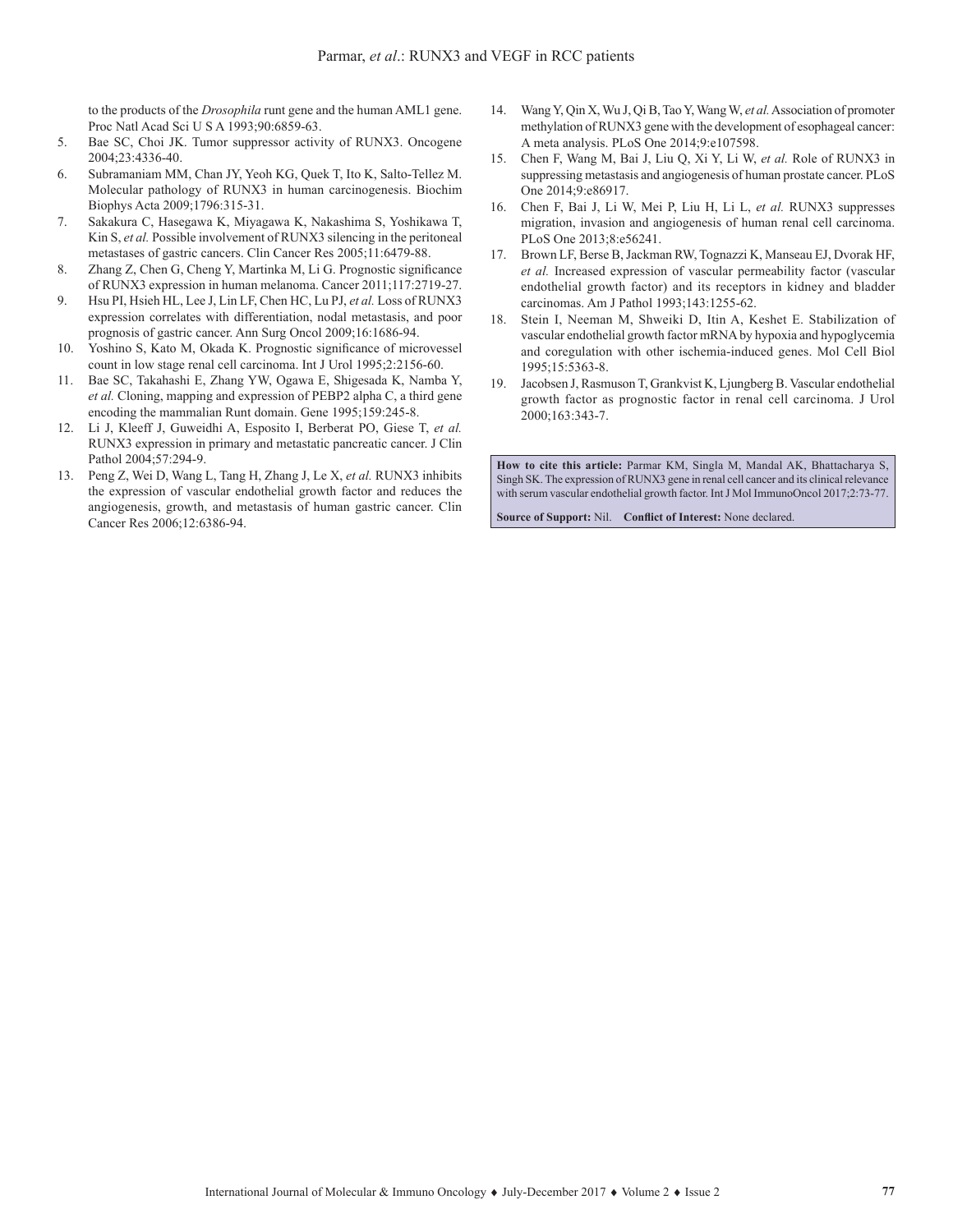to the products of the *Drosophila* runt gene and the human AML1 gene. Proc Natl Acad Sci U S A 1993;90:6859-63.

5. Bae SC, Choi JK. Tumor suppressor activity of RUNX3. Oncogene 2004;23:4336-40.
6. Subramaniam MM, Chan JY, Yeoh KG, Quek T, Ito K, Salto-Tellez M. Molecular pathology of RUNX3 in human carcinogenesis. Biochim Biophys Acta 2009;1796:315-31.
7. Sakakura C, Hasegawa K, Miyagawa K, Nakashima S, Yoshikawa T, Kin S, *et al.* Possible involvement of RUNX3 silencing in the peritoneal metastases of gastric cancers. Clin Cancer Res 2005;11:6479-88.
8. Zhang Z, Chen G, Cheng Y, Martinka M, Li G. Prognostic significance of RUNX3 expression in human melanoma. Cancer 2011;117:2719-27.
9. Hsu PI, Hsieh HL, Lee J, Lin LF, Chen HC, Lu PJ, *et al.* Loss of RUNX3 expression correlates with differentiation, nodal metastasis, and poor prognosis of gastric cancer. Ann Surg Oncol 2009;16:1686-94.
10. Yoshino S, Kato M, Okada K. Prognostic significance of microvessel count in low stage renal cell carcinoma. Int J Urol 1995;2:2156-60.
11. Bae SC, Takahashi E, Zhang YW, Ogawa E, Shigesada K, Namba Y, *et al.* Cloning, mapping and expression of PEBP2 alpha C, a third gene encoding the mammalian Runt domain. Gene 1995;159:245-8.
12. Li J, Kleeff J, Guweidhi A, Esposito I, Berberat PO, Giese T, *et al.* RUNX3 expression in primary and metastatic pancreatic cancer. J Clin Pathol 2004;57:294-9.
13. Peng Z, Wei D, Wang L, Tang H, Zhang J, Le X, *et al.* RUNX3 inhibits the expression of vascular endothelial growth factor and reduces the angiogenesis, growth, and metastasis of human gastric cancer. Clin Cancer Res 2006;12:6386-94.
14. Wang Y, Qin X, Wu J, Qi B, Tao Y, Wang W, *et al.* Association of promoter methylation of RUNX3 gene with the development of esophageal cancer: A meta analysis. PLoS One 2014;9:e107598.
15. Chen F, Wang M, Bai J, Liu Q, Xi Y, Li W, *et al.* Role of RUNX3 in suppressing metastasis and angiogenesis of human prostate cancer. PLoS One 2014;9:e86917.
16. Chen F, Bai J, Li W, Mei P, Liu H, Li L, *et al.* RUNX3 suppresses migration, invasion and angiogenesis of human renal cell carcinoma. PLoS One 2013;8:e56241.
17. Brown LF, Berse B, Jackman RW, Tognazzi K, Manseau EJ, Dvorak HF, *et al.* Increased expression of vascular permeability factor (vascular endothelial growth factor) and its receptors in kidney and bladder carcinomas. Am J Pathol 1993;143:1255-62.
18. Stein I, Neeman M, Shweiki D, Itin A, Keshet E. Stabilization of vascular endothelial growth factor mRNA by hypoxia and hypoglycemia and coregulation with other ischemia-induced genes. Mol Cell Biol 1995;15:5363-8.
19. Jacobsen J, Rasmuson T, Grankvist K, Ljungberg B. Vascular endothelial growth factor as prognostic factor in renal cell carcinoma. J Urol 2000;163:343-7.

**How to cite this article:** Parmar KM, Singla M, Mandal AK, Bhattacharya S, Singh SK. The expression of RUNX3 gene in renal cell cancer and its clinical relevance with serum vascular endothelial growth factor. Int J Mol ImmunoOncol 2017;2:73-77.

**Source of Support:** Nil. **Conflict of Interest:** None declared.